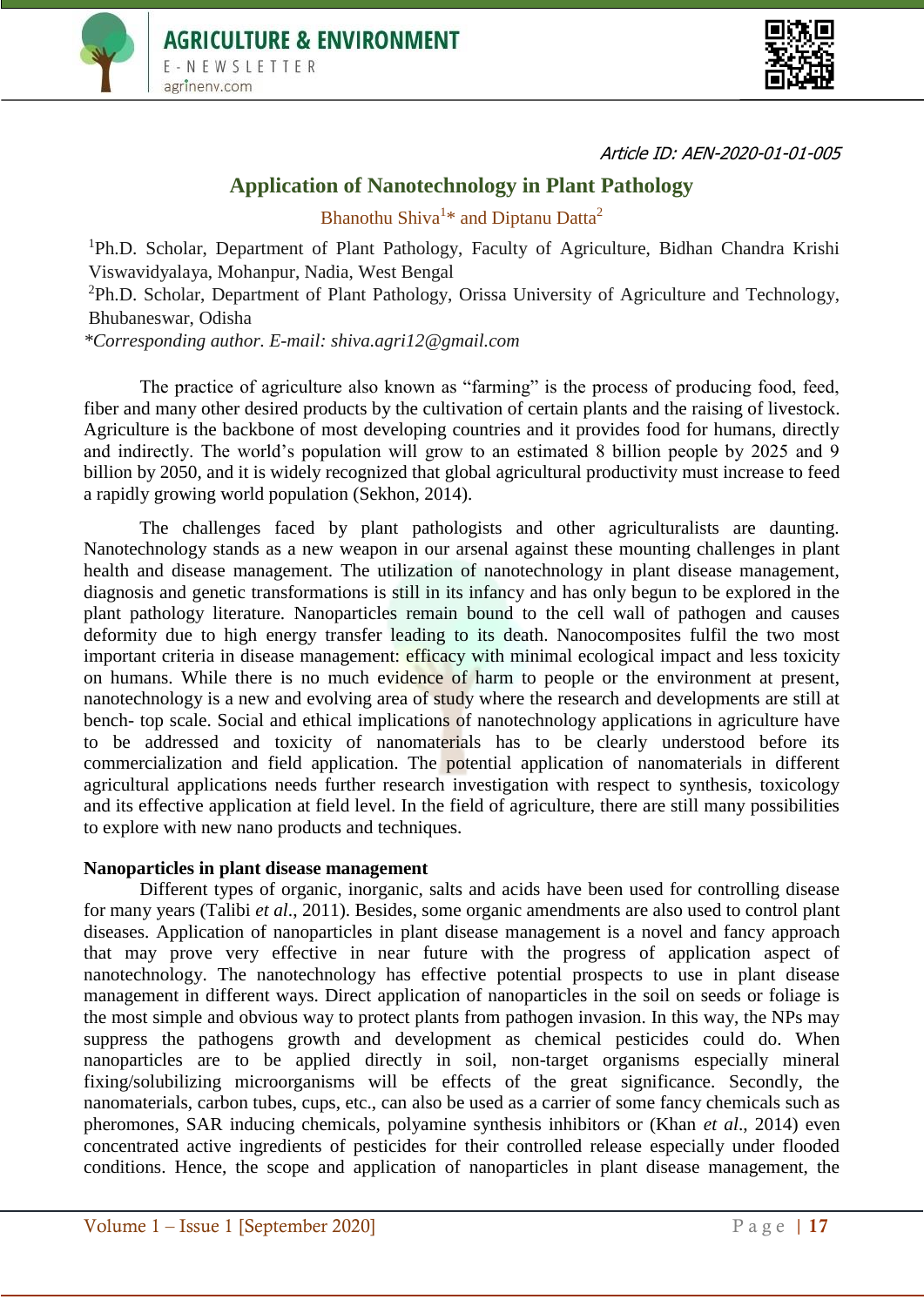Article ID: AEN-2020-01-01-005

# Application of Nanotechnology in Plant Pathology

Bhanothu Shiva[1]* and Diptanu Datta[2]

[1]Ph.D. Scholar, Department of Plant Pathology, Faculty of Agriculture, Bidhan Chandra Krishi Viswavidyalaya, Mohanpur, Nadia, West Bengal

[2]Ph.D. Scholar, Department of Plant Pathology, Orissa University of Agriculture and Technology, Bhubaneswar, Odisha

*\*Corresponding author. E-mail: shiva.agri12@gmail.com*

The practice of agriculture also known as "farming" is the process of producing food, feed, fiber and many other desired products by the cultivation of certain plants and the raising of livestock. Agriculture is the backbone of most developing countries and it provides food for humans, directly and indirectly. The world's population will grow to an estimated 8 billion people by 2025 and 9 billion by 2050, and it is widely recognized that global agricultural productivity must increase to feed a rapidly growing world population (Sekhon, 2014).

The challenges faced by plant pathologists and other agriculturalists are daunting. Nanotechnology stands as a new weapon in our arsenal against these mounting challenges in plant health and disease management. The utilization of nanotechnology in plant disease management, diagnosis and genetic transformations is still in its infancy and has only begun to be explored in the plant pathology literature. Nanoparticles remain bound to the cell wall of pathogen and causes deformity due to high energy transfer leading to its death. Nanocomposites fulfil the two most important criteria in disease management: efficacy with minimal ecological impact and less toxicity on humans. While there is no much evidence of harm to people or the environment at present, nanotechnology is a new and evolving area of study where the research and developments are still at bench- top scale. Social and ethical implications of nanotechnology applications in agriculture have to be addressed and toxicity of nanomaterials has to be clearly understood before its commercialization and field application. The potential application of nanomaterials in different agricultural applications needs further research investigation with respect to synthesis, toxicology and its effective application at field level. In the field of agriculture, there are still many possibilities to explore with new nano products and techniques.

**Nanoparticles in plant disease management**

Different types of organic, inorganic, salts and acids have been used for controlling disease for many years (Talibi *et al*., 2011). Besides, some organic amendments are also used to control plant diseases. Application of nanoparticles in plant disease management is a novel and fancy approach that may prove very effective in near future with the progress of application aspect of nanotechnology. The nanotechnology has effective potential prospects to use in plant disease management in different ways. Direct application of nanoparticles in the soil on seeds or foliage is the most simple and obvious way to protect plants from pathogen invasion. In this way, the NPs may suppress the pathogens growth and development as chemical pesticides could do. When nanoparticles are to be applied directly in soil, non-target organisms especially mineral fixing/solubilizing microorganisms will be effects of the great significance. Secondly, the nanomaterials, carbon tubes, cups, etc., can also be used as a carrier of some fancy chemicals such as pheromones, SAR inducing chemicals, polyamine synthesis inhibitors or (Khan *et al*., 2014) even concentrated active ingredients of pesticides for their controlled release especially under flooded conditions. Hence, the scope and application of nanoparticles in plant disease management, the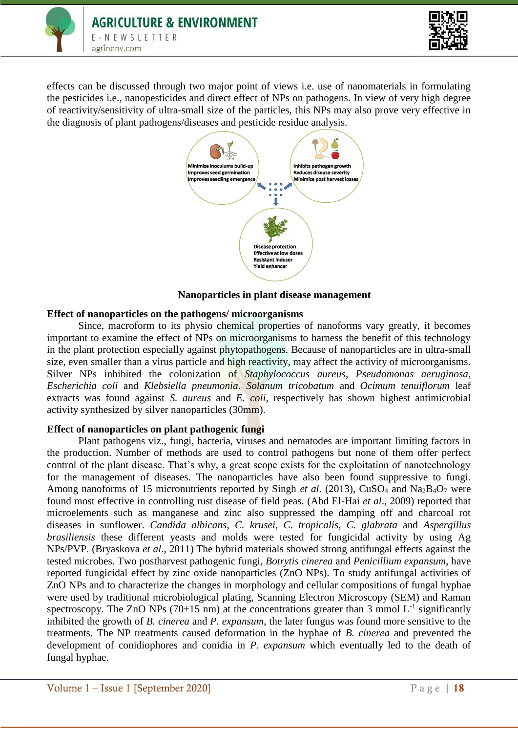effects can be discussed through two major point of views i.e. use of nanomaterials in formulating the pesticides i.e., nanopesticides and direct effect of NPs on pathogens. In view of very high degree of reactivity/sensitivity of ultra-small size of the particles, this NPs may also prove very effective in the diagnosis of plant pathogens/diseases and pesticide residue analysis.

Minimize inoculums build-up
Improves seed germination
Improves seedling emergence

Inhibits pathogen growth
Reduces disease severity
Minimize post harvest losses

Disease protection
Effective at low doses
Resistant inducer
Yield enhancer

**Nanoparticles in plant disease management**

**Effect of nanoparticles on the pathogens/ microorganisms**

Since, macroform to its physio chemical properties of nanoforms vary greatly, it becomes important to examine the effect of NPs on microorganisms to harness the benefit of this technology in the plant protection especially against phytopathogens. Because of nanoparticles are in ultra-small size, even smaller than a virus particle and high reactivity, may affect the activity of microorganisms. Silver NPs inhibited the colonization of *Staphylococcus aureus*, *Pseudomonas aeruginosa*, *Escherichia coli* and *Klebsiella pneumonia*. *Solanum tricobatum* and *Ocimum tenuiflorum* leaf extracts was found against *S. aureus* and *E. coli*, respectively has shown highest antimicrobial activity synthesized by silver nanoparticles (30mm).

**Effect of nanoparticles on plant pathogenic fungi**

Plant pathogens viz., fungi, bacteria, viruses and nematodes are important limiting factors in the production. Number of methods are used to control pathogens but none of them offer perfect control of the plant disease. That's why, a great scope exists for the exploitation of nanotechnology for the management of diseases. The nanoparticles have also been found suppressive to fungi. Among nanoforms of 15 micronutrients reported by Singh *et al*. (2013), $CuSO_4$ and $Na_2B_4O_7$ were found most effective in controlling rust disease of field peas. (Abd El-Hai *et al*., 2009) reported that microelements such as manganese and zinc also suppressed the damping off and charcoal rot diseases in sunflower. *Candida albicans*, *C. krusei*, *C. tropicalis*, *C. glabrata* and *Aspergillus brasiliensis* these different yeasts and molds were tested for fungicidal activity by using Ag NPs/PVP. (Bryaskova *et al*., 2011) The hybrid materials showed strong antifungal effects against the tested microbes. Two postharvest pathogenic fungi, *Botrytis cinerea* and *Penicillium expansum*, have reported fungicidal effect by zinc oxide nanoparticles (ZnO NPs). To study antifungal activities of ZnO NPs and to characterize the changes in morphology and cellular compositions of fungal hyphae were used by traditional microbiological plating, Scanning Electron Microscopy (SEM) and Raman spectroscopy. The ZnO NPs (70±15 nm) at the concentrations greater than 3 mmol $L^{-1}$ significantly inhibited the growth of *B. cinerea* and *P. expansum*, the later fungus was found more sensitive to the treatments. The NP treatments caused deformation in the hyphae of *B. cinerea* and prevented the development of conidiophores and conidia in *P. expansum* which eventually led to the death of fungal hyphae.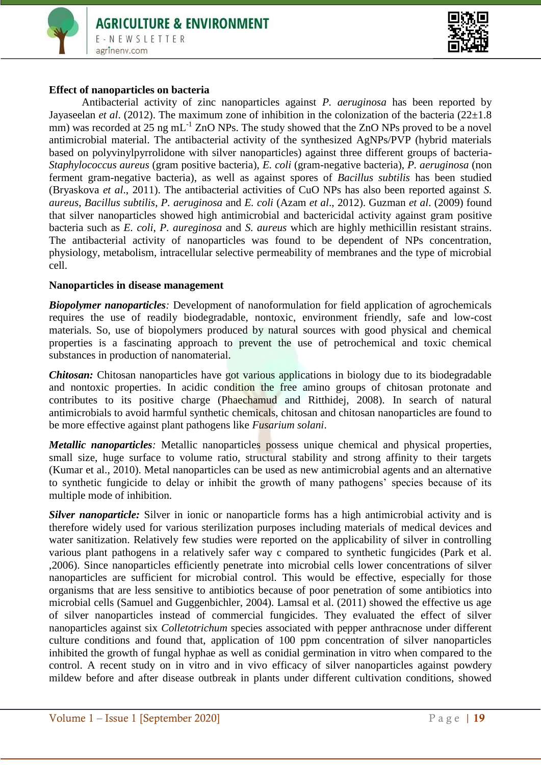**Effect of nanoparticles on bacteria**

Antibacterial activity of zinc nanoparticles against *P. aeruginosa* has been reported by Jayaseelan *et al*. (2012). The maximum zone of inhibition in the colonization of the bacteria (22±1.8 mm) was recorded at 25 ng $mL^{-1}$ ZnO NPs. The study showed that the ZnO NPs proved to be a novel antimicrobial material. The antibacterial activity of the synthesized AgNPs/PVP (hybrid materials based on polyvinylpyrrolidone with silver nanoparticles) against three different groups of bacteria- *Staphylococcus aureus* (gram positive bacteria), *E. coli* (gram-negative bacteria), *P. aeruginosa* (non ferment gram-negative bacteria), as well as against spores of *Bacillus subtilis* has been studied (Bryaskova *et al*., 2011). The antibacterial activities of CuO NPs has also been reported against *S. aureus*, *Bacillus subtilis*, *P. aeruginosa* and *E. coli* (Azam *et al*., 2012). Guzman *et al*. (2009) found that silver nanoparticles showed high antimicrobial and bactericidal activity against gram positive bacteria such as *E. coli*, *P. aureginosa* and *S. aureus* which are highly methicillin resistant strains. The antibacterial activity of nanoparticles was found to be dependent of NPs concentration, physiology, metabolism, intracellular selective permeability of membranes and the type of microbial cell.

**Nanoparticles in disease management**

***Biopolymer nanoparticles**:* Development of nanoformulation for field application of agrochemicals requires the use of readily biodegradable, nontoxic, environment friendly, safe and low-cost materials. So, use of biopolymers produced by natural sources with good physical and chemical properties is a fascinating approach to prevent the use of petrochemical and toxic chemical substances in production of nanomaterial.

***Chitosan:*** Chitosan nanoparticles have got various applications in biology due to its biodegradable and nontoxic properties. In acidic condition the free amino groups of chitosan protonate and contributes to its positive charge (Phaechamud and Ritthidej, 2008). In search of natural antimicrobials to avoid harmful synthetic chemicals, chitosan and chitosan nanoparticles are found to be more effective against plant pathogens like *Fusarium solani*.

***Metallic nanoparticles**:* Metallic nanoparticles possess unique chemical and physical properties, small size, huge surface to volume ratio, structural stability and strong affinity to their targets (Kumar et al., 2010). Metal nanoparticles can be used as new antimicrobial agents and an alternative to synthetic fungicide to delay or inhibit the growth of many pathogens' species because of its multiple mode of inhibition.

***Silver nanoparticle:*** Silver in ionic or nanoparticle forms has a high antimicrobial activity and is therefore widely used for various sterilization purposes including materials of medical devices and water sanitization. Relatively few studies were reported on the applicability of silver in controlling various plant pathogens in a relatively safer way c compared to synthetic fungicides (Park et al. ,2006). Since nanoparticles efficiently penetrate into microbial cells lower concentrations of silver nanoparticles are sufficient for microbial control. This would be effective, especially for those organisms that are less sensitive to antibiotics because of poor penetration of some antibiotics into microbial cells (Samuel and Guggenbichler, 2004). Lamsal et al. (2011) showed the effective us age of silver nanoparticles instead of commercial fungicides. They evaluated the effect of silver nanoparticles against six *Colletotrichum* species associated with pepper anthracnose under different culture conditions and found that, application of 100 ppm concentration of silver nanoparticles inhibited the growth of fungal hyphae as well as conidial germination in vitro when compared to the control. A recent study on in vitro and in vivo efficacy of silver nanoparticles against powdery mildew before and after disease outbreak in plants under different cultivation conditions, showed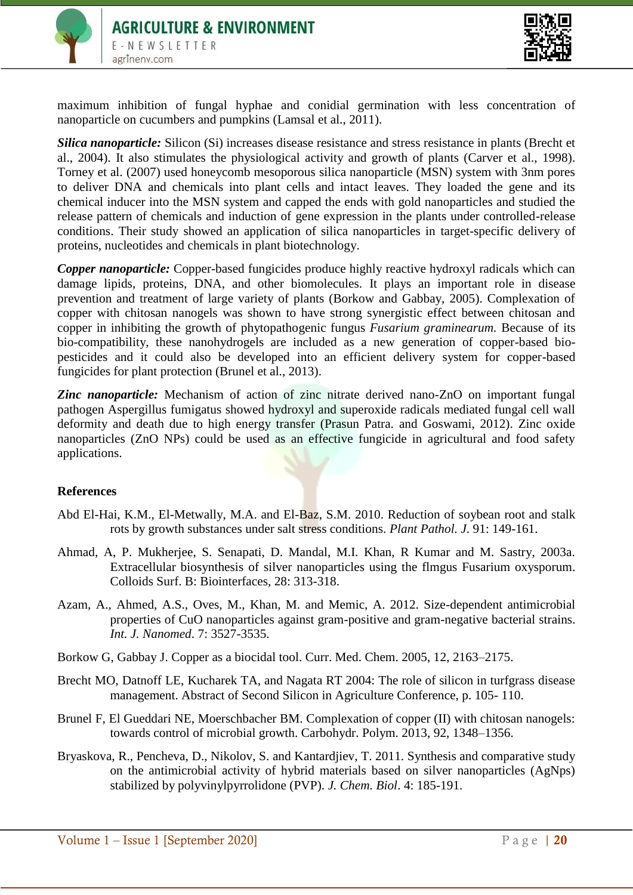maximum inhibition of fungal hyphae and conidial germination with less concentration of nanoparticle on cucumbers and pumpkins (Lamsal et al., 2011).

***Silica nanoparticle:*** Silicon (Si) increases disease resistance and stress resistance in plants (Brecht et al., 2004). It also stimulates the physiological activity and growth of plants (Carver et al., 1998). Torney et al. (2007) used honeycomb mesoporous silica nanoparticle (MSN) system with 3nm pores to deliver DNA and chemicals into plant cells and intact leaves. They loaded the gene and its chemical inducer into the MSN system and capped the ends with gold nanoparticles and studied the release pattern of chemicals and induction of gene expression in the plants under controlled-release conditions. Their study showed an application of silica nanoparticles in target-specific delivery of proteins, nucleotides and chemicals in plant biotechnology.

***Copper nanoparticle:*** Copper-based fungicides produce highly reactive hydroxyl radicals which can damage lipids, proteins, DNA, and other biomolecules. It plays an important role in disease prevention and treatment of large variety of plants (Borkow and Gabbay, 2005). Complexation of copper with chitosan nanogels was shown to have strong synergistic effect between chitosan and copper in inhibiting the growth of phytopathogenic fungus *Fusarium graminearum.* Because of its bio-compatibility, these nanohydrogels are included as a new generation of copper-based bio-pesticides and it could also be developed into an efficient delivery system for copper-based fungicides for plant protection (Brunel et al., 2013).

***Zinc nanoparticle:*** Mechanism of action of zinc nitrate derived nano-ZnO on important fungal pathogen Aspergillus fumigatus showed hydroxyl and superoxide radicals mediated fungal cell wall deformity and death due to high energy transfer (Prasun Patra. and Goswami, 2012). Zinc oxide nanoparticles (ZnO NPs) could be used as an effective fungicide in agricultural and food safety applications.

**References**

Abd El-Hai, K.M., El-Metwally, M.A. and El-Baz, S.M. 2010. Reduction of soybean root and stalk rots by growth substances under salt stress conditions. *Plant Pathol. J.* 91: 149-161.

Ahmad, A, P. Mukherjee, S. Senapati, D. Mandal, M.I. Khan, R Kumar and M. Sastry, 2003a. Extracellular biosynthesis of silver nanoparticles using the flmgus Fusarium oxysporum. Colloids Surf. B: Biointerfaces, 28: 313-318.

Azam, A., Ahmed, A.S., Oves, M., Khan, M. and Memic, A. 2012. Size-dependent antimicrobial properties of CuO nanoparticles against gram-positive and gram-negative bacterial strains. *Int. J. Nanomed*. 7: 3527-3535.

Borkow G, Gabbay J. Copper as a biocidal tool. Curr. Med. Chem. 2005, 12, 2163–2175.

Brecht MO, Datnoff LE, Kucharek TA, and Nagata RT 2004: The role of silicon in turfgrass disease management. Abstract of Second Silicon in Agriculture Conference, p. 105- 110.

Brunel F, El Gueddari NE, Moerschbacher BM. Complexation of copper (II) with chitosan nanogels: towards control of microbial growth. Carbohydr. Polym. 2013, 92, 1348–1356.

Bryaskova, R., Pencheva, D., Nikolov, S. and Kantardjiev, T. 2011. Synthesis and comparative study on the antimicrobial activity of hybrid materials based on silver nanoparticles (AgNps) stabilized by polyvinylpyrrolidone (PVP). *J. Chem. Biol*. 4: 185-191.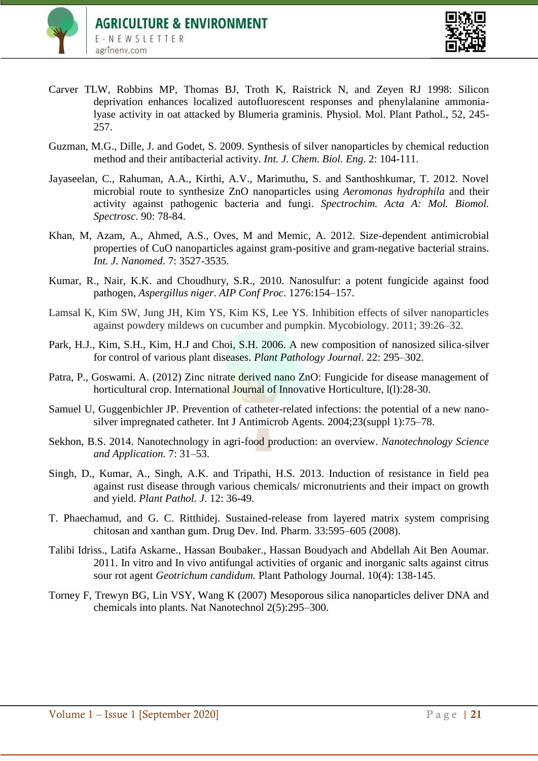Carver TLW, Robbins MP, Thomas BJ, Troth K, Raistrick N, and Zeyen RJ 1998: Silicon deprivation enhances localized autofluorescent responses and phenylalanine ammonia-lyase activity in oat attacked by Blumeria graminis. Physiol. Mol. Plant Pathol., 52, 245-257.

Guzman, M.G., Dille, J. and Godet, S. 2009. Synthesis of silver nanoparticles by chemical reduction method and their antibacterial activity. *Int. J. Chem. Biol. Eng*. 2: 104-111.

Jayaseelan, C., Rahuman, A.A., Kirthi, A.V., Marimuthu, S. and Santhoshkumar, T. 2012. Novel microbial route to synthesize ZnO nanoparticles using *Aeromonas hydrophila* and their activity against pathogenic bacteria and fungi. *Spectrochim. Acta A: Mol. Biomol. Spectrosc*. 90: 78-84.

Khan, M, Azam, A., Ahmed, A.S., Oves, M and Memic, A. 2012. Size-dependent antimicrobial properties of CuO nanoparticles against gram-positive and gram-negative bacterial strains. *Int. J. Nanomed*. 7: 3527-3535.

Kumar, R., Nair, K.K. and Choudhury, S.R., 2010. Nanosulfur: a potent fungicide against food pathogen, *Aspergillus niger*. *AIP Conf Proc*. 1276:154–157.

Lamsal K, Kim SW, Jung JH, Kim YS, Kim KS, Lee YS. Inhibition effects of silver nanoparticles against powdery mildews on cucumber and pumpkin. Mycobiology. 2011; 39:26–32.

Park, H.J., Kim, S.H., Kim, H.J and Choi, S.H. 2006. A new composition of nanosized silica-silver for control of various plant diseases. *Plant Pathology Journal*. 22: 295–302.

Patra, P., Goswami. A. (2012) Zinc nitrate derived nano ZnO: Fungicide for disease management of horticultural crop. International Journal of Innovative Horticulture, l(l):28-30.

Samuel U, Guggenbichler JP. Prevention of catheter-related infections: the potential of a new nano-silver impregnated catheter. Int J Antimicrob Agents. 2004;23(suppl 1):75–78.

Sekhon, B.S. 2014. Nanotechnology in agri-food production: an overview. *Nanotechnology Science and Application*. 7: 31–53.

Singh, D., Kumar, A., Singh, A.K. and Tripathi, H.S. 2013. Induction of resistance in field pea against rust disease through various chemicals/ micronutrients and their impact on growth and yield. *Plant Pathol. J*. 12: 36-49.

T. Phaechamud, and G. C. Ritthidej. Sustained-release from layered matrix system comprising chitosan and xanthan gum. Drug Dev. Ind. Pharm. 33:595–605 (2008).

Talibi Idriss., Latifa Askarne., Hassan Boubaker., Hassan Boudyach and Abdellah Ait Ben Aoumar. 2011. In vitro and In vivo antifungal activities of organic and inorganic salts against citrus sour rot agent *Geotrichum candidum.* Plant Pathology Journal. 10(4): 138-145.

Torney F, Trewyn BG, Lin VSY, Wang K (2007) Mesoporous silica nanoparticles deliver DNA and chemicals into plants. Nat Nanotechnol 2(5):295–300.